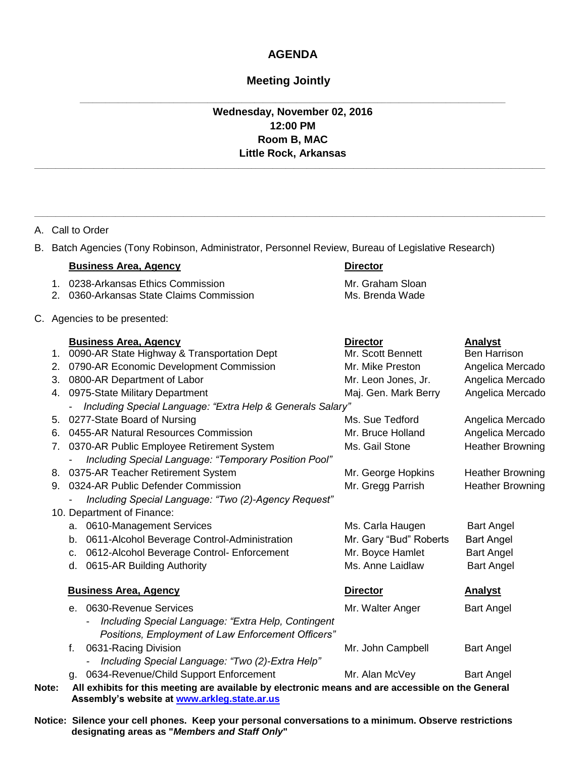# AGENDA

## Meeting Jointly

---

**Wednesday, November 02, 2016**
**12:00 PM**
**Room B, MAC**
**Little Rock, Arkansas**

---

A. Call to Order

B. Batch Agencies (Tony Robinson, Administrator, Personnel Review, Bureau of Legislative Research)

| **Business Area, Agency** | **Director** |
|---|---|
| 1. 0238-Arkansas Ethics Commission | Mr. Graham Sloan |
| 2. 0360-Arkansas State Claims Commission | Ms. Brenda Wade |

C. Agencies to be presented:

| **Business Area, Agency** | **Director** | **Analyst** |
|---|---|---|
| 1. 0090-AR State Highway & Transportation Dept | Mr. Scott Bennett | Ben Harrison |
| 2. 0790-AR Economic Development Commission | Mr. Mike Preston | Angelica Mercado |
| 3. 0800-AR Department of Labor | Mr. Leon Jones, Jr. | Angelica Mercado |
| 4. 0975-State Military Department | Maj. Gen. Mark Berry | Angelica Mercado |
| - *Including Special Language: "Extra Help & Generals Salary"* | | |
| 5. 0277-State Board of Nursing | Ms. Sue Tedford | Angelica Mercado |
| 6. 0455-AR Natural Resources Commission | Mr. Bruce Holland | Angelica Mercado |
| 7. 0370-AR Public Employee Retirement System | Ms. Gail Stone | Heather Browning |
| - *Including Special Language: "Temporary Position Pool"* | | |
| 8. 0375-AR Teacher Retirement System | Mr. George Hopkins | Heather Browning |
| 9. 0324-AR Public Defender Commission | Mr. Gregg Parrish | Heather Browning |
| - *Including Special Language: "Two (2)-Agency Request"* | | |
| 10. Department of Finance: | | |
| a. 0610-Management Services | Ms. Carla Haugen | Bart Angel |
| b. 0611-Alcohol Beverage Control-Administration | Mr. Gary "Bud" Roberts | Bart Angel |
| c. 0612-Alcohol Beverage Control- Enforcement | Mr. Boyce Hamlet | Bart Angel |
| d. 0615-AR Building Authority | Ms. Anne Laidlaw | Bart Angel |

| **Business Area, Agency** | **Director** | **Analyst** |
|---|---|---|
| e. 0630-Revenue Services | Mr. Walter Anger | Bart Angel |
| - *Including Special Language: "Extra Help, Contingent Positions, Employment of Law Enforcement Officers"* | | |
| f. 0631-Racing Division | Mr. John Campbell | Bart Angel |
| - *Including Special Language: "Two (2)-Extra Help"* | | |
| g. 0634-Revenue/Child Support Enforcement | Mr. Alan McVey | Bart Angel |

**Note: All exhibits for this meeting are available by electronic means and are accessible on the General Assembly's website at [www.arkleg.state.ar.us](http://www.arkleg.state.ar.us)**

**Notice: Silence your cell phones. Keep your personal conversations to a minimum. Observe restrictions designating areas as "*Members and Staff Only*"**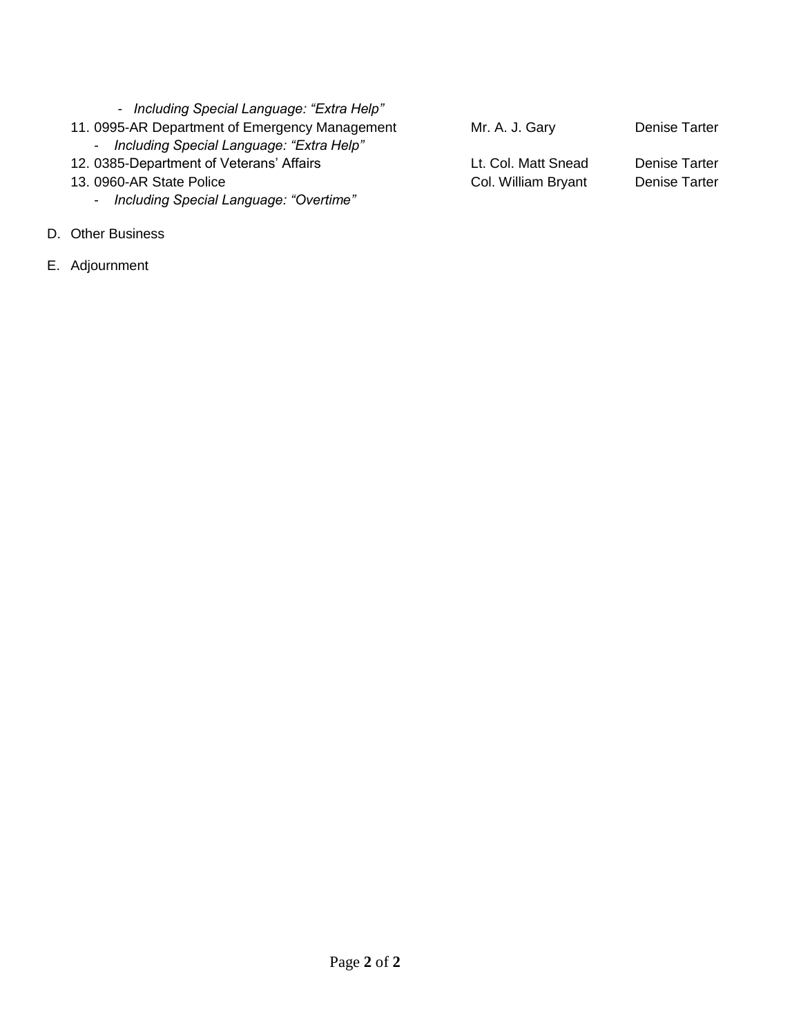- *Including Special Language: "Extra Help"*

| | | |
|---|---|---|
| 11. 0995-AR Department of Emergency Management | Mr. A. J. Gary | Denise Tarter |
| - *Including Special Language: "Extra Help"* | | |
| 12. 0385-Department of Veterans' Affairs | Lt. Col. Matt Snead | Denise Tarter |
| 13. 0960-AR State Police | Col. William Bryant | Denise Tarter |
| - *Including Special Language: "Overtime"* | | |

D. Other Business

E. Adjournment